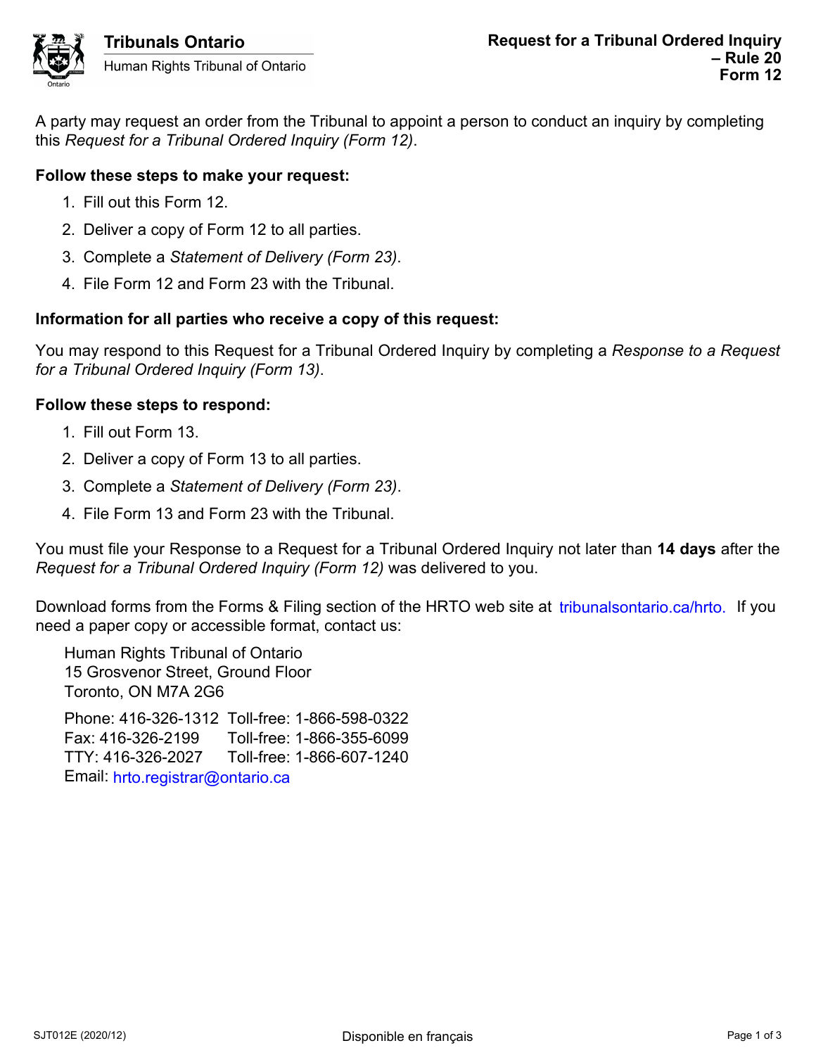Tribunals Ontario

Human Rights Tribunal of Ontario

# Request for a Tribunal Ordered Inquiry – Rule 20 Form 12

A party may request an order from the Tribunal to appoint a person to conduct an inquiry by completing this *Request for a Tribunal Ordered Inquiry (Form 12)*.

**Follow these steps to make your request:**

1. Fill out this Form 12.
2. Deliver a copy of Form 12 to all parties.
3. Complete a *Statement of Delivery (Form 23)*.
4. File Form 12 and Form 23 with the Tribunal.

**Information for all parties who receive a copy of this request:**

You may respond to this Request for a Tribunal Ordered Inquiry by completing a *Response to a Request for a Tribunal Ordered Inquiry (Form 13)*.

**Follow these steps to respond:**

1. Fill out Form 13.
2. Deliver a copy of Form 13 to all parties.
3. Complete a *Statement of Delivery (Form 23)*.
4. File Form 13 and Form 23 with the Tribunal.

You must file your Response to a Request for a Tribunal Ordered Inquiry not later than **14 days** after the *Request for a Tribunal Ordered Inquiry (Form 12)* was delivered to you.

Download forms from the Forms & Filing section of the HRTO web site at tribunalsontario.ca/hrto. If you need a paper copy or accessible format, contact us:

Human Rights Tribunal of Ontario
15 Grosvenor Street, Ground Floor
Toronto, ON M7A 2G6

Phone: 416-326-1312 Toll-free: 1-866-598-0322
Fax: 416-326-2199 Toll-free: 1-866-355-6099
TTY: 416-326-2027 Toll-free: 1-866-607-1240
Email: hrto.registrar@ontario.ca

SJT012E (2020/12) Disponible en français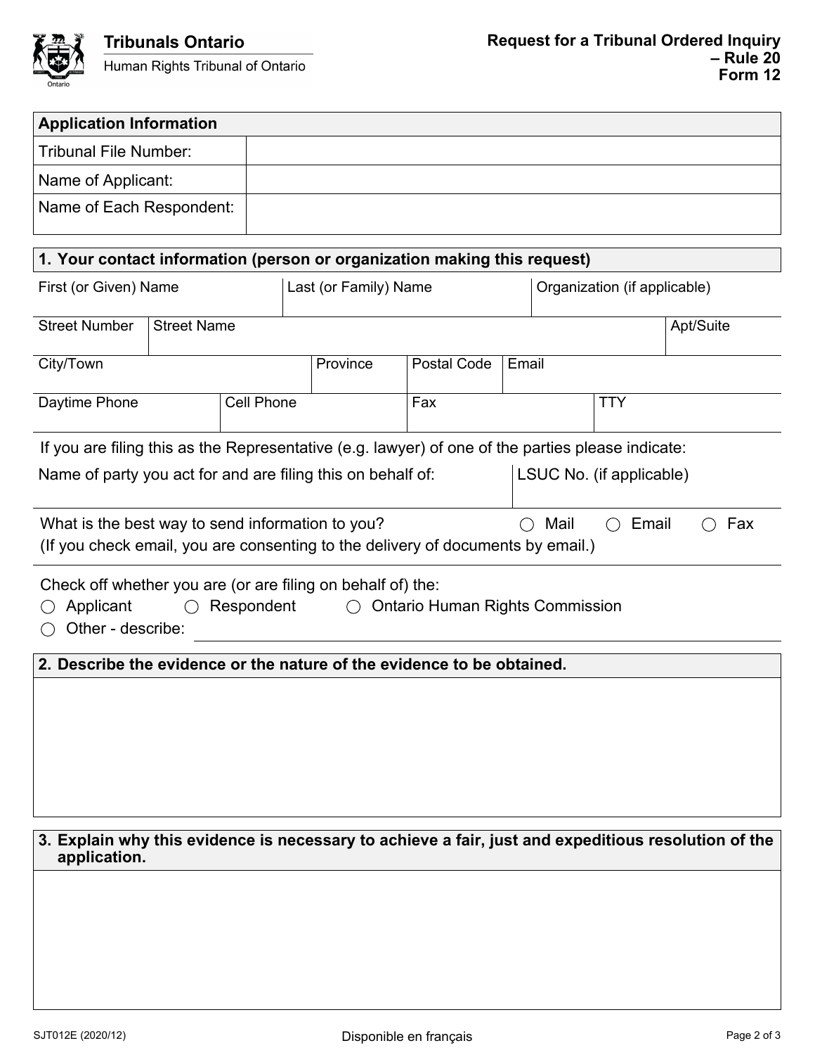Tribunals Ontario
Human Rights Tribunal of Ontario

**Request for a Tribunal Ordered Inquiry – Rule 20**
**Form 12**

| Application Information | |
|---|---|
| Tribunal File Number: | |
| Name of Applicant: | |
| Name of Each Respondent: | |

## 1. Your contact information (person or organization making this request)

| First (or Given) Name | Last (or Family) Name | Organization (if applicable) |
|---|---|---|
| | | |

| Street Number | Street Name | Apt/Suite |
|---|---|---|
| | | |

| City/Town | Province | Postal Code | Email |
|---|---|---|---|
| | | | |

| Daytime Phone | Cell Phone | Fax | TTY |
|---|---|---|---|
| | | | |

If you are filing this as the Representative (e.g. lawyer) of one of the parties please indicate:

| Name of party you act for and are filing this on behalf of: | LSUC No. (if applicable) |
|---|---|
| | |

What is the best way to send information to you? ◯ Mail ◯ Email ◯ Fax
(If you check email, you are consenting to the delivery of documents by email.)

Check off whether you are (or are filing on behalf of) the:
◯ Applicant ◯ Respondent ◯ Ontario Human Rights Commission
◯ Other - describe: ______________________

## 2. Describe the evidence or the nature of the evidence to be obtained.

## 3. Explain why this evidence is necessary to achieve a fair, just and expeditious resolution of the application.

SJT012E (2020/12)

Disponible en français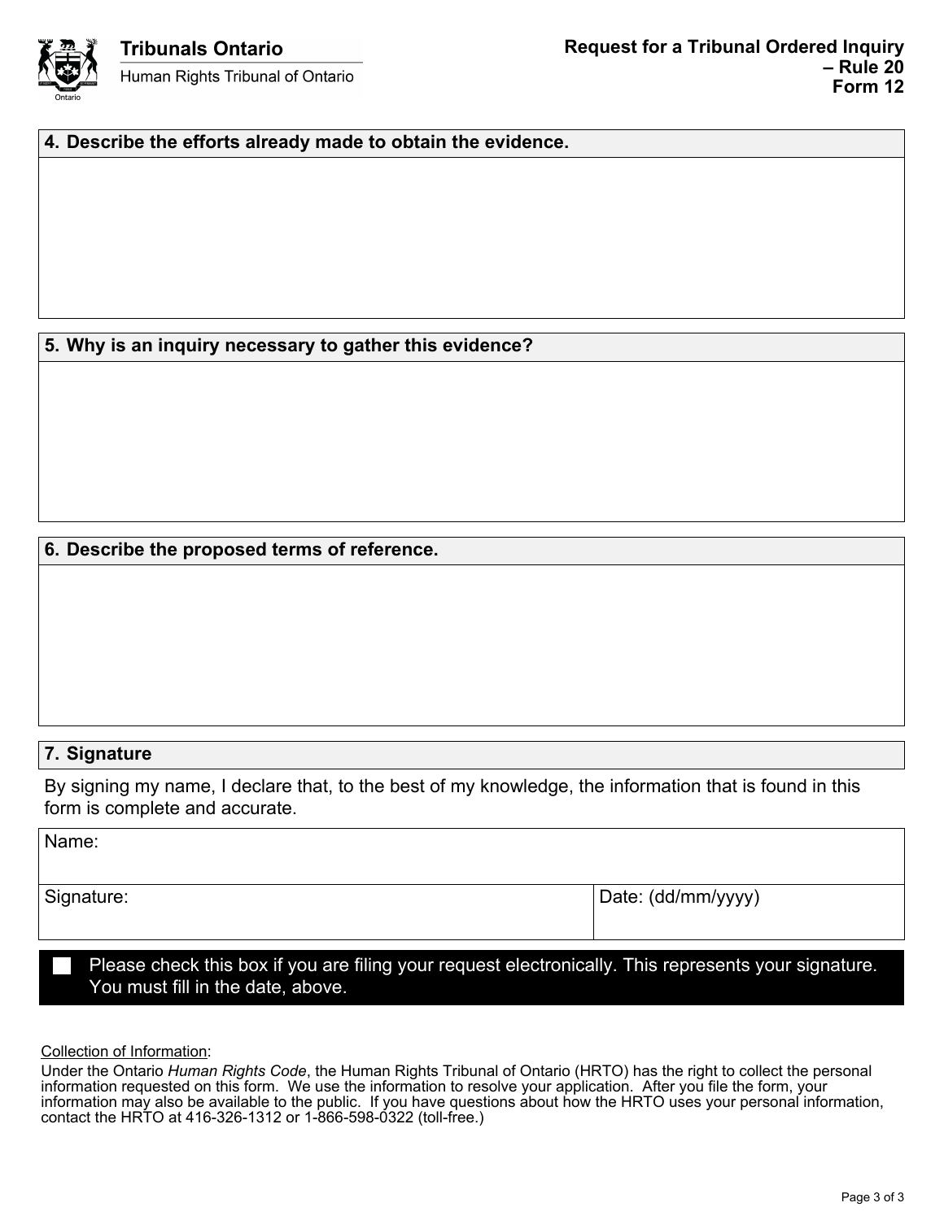**Tribunals Ontario**
Human Rights Tribunal of Ontario

**Request for a Tribunal Ordered Inquiry – Rule 20**
**Form 12**

## 4. Describe the efforts already made to obtain the evidence.

## 5. Why is an inquiry necessary to gather this evidence?

## 6. Describe the proposed terms of reference.

## 7. Signature

By signing my name, I declare that, to the best of my knowledge, the information that is found in this form is complete and accurate.

| | |
|---|---|
| Name: | |
| Signature: | Date: (dd/mm/yyyy) |

☐ Please check this box if you are filing your request electronically. This represents your signature. You must fill in the date, above.

Collection of Information:
Under the Ontario *Human Rights Code*, the Human Rights Tribunal of Ontario (HRTO) has the right to collect the personal information requested on this form. We use the information to resolve your application. After you file the form, your information may also be available to the public. If you have questions about how the HRTO uses your personal information, contact the HRTO at 416-326-1312 or 1-866-598-0322 (toll-free.)